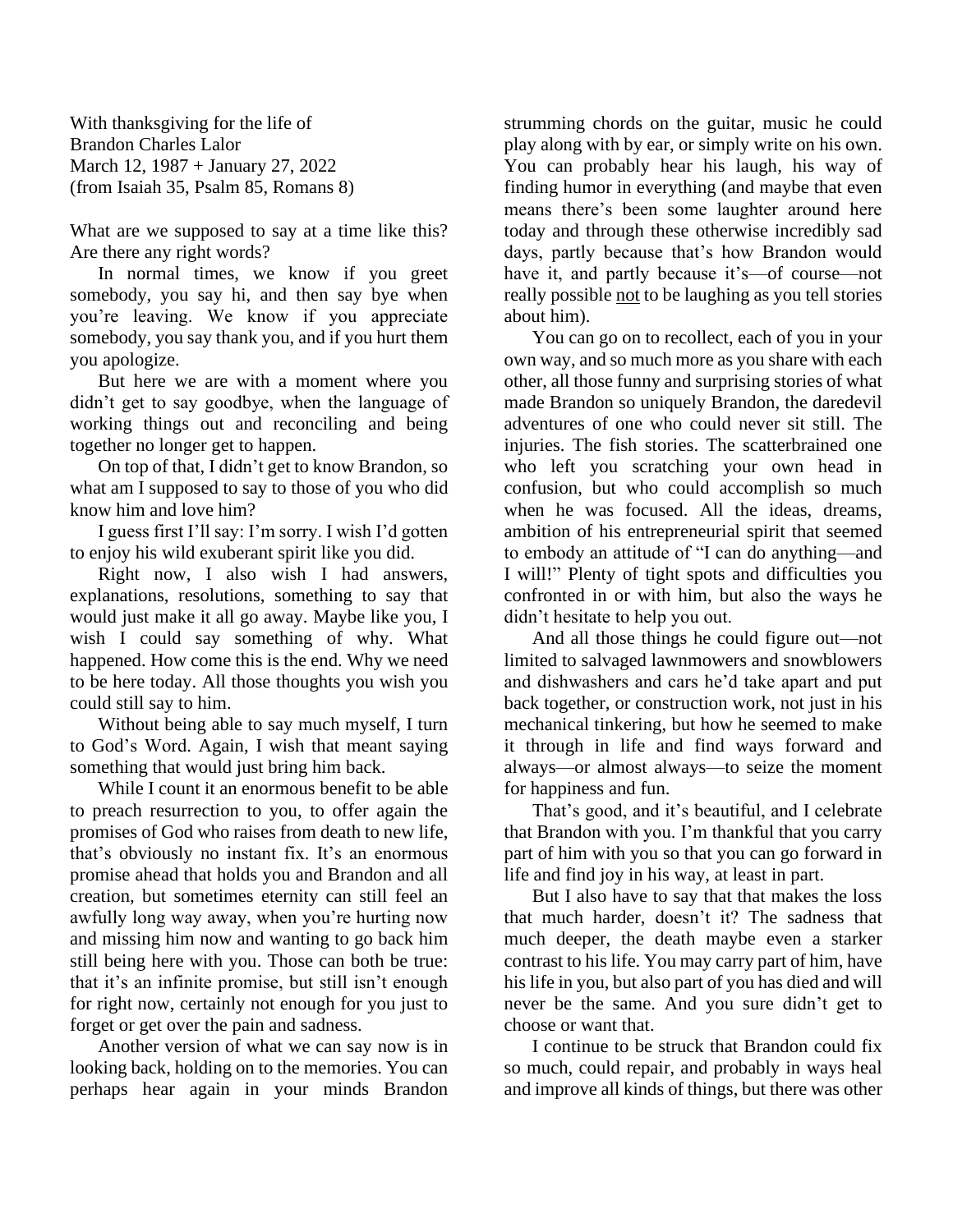With thanksgiving for the life of
Brandon Charles Lalor
March 12, 1987 + January 27, 2022
(from Isaiah 35, Psalm 85, Romans 8)

What are we supposed to say at a time like this? Are there any right words?

In normal times, we know if you greet somebody, you say hi, and then say bye when you're leaving. We know if you appreciate somebody, you say thank you, and if you hurt them you apologize.

But here we are with a moment where you didn't get to say goodbye, when the language of working things out and reconciling and being together no longer get to happen.

On top of that, I didn't get to know Brandon, so what am I supposed to say to those of you who did know him and love him?

I guess first I'll say: I'm sorry. I wish I'd gotten to enjoy his wild exuberant spirit like you did.

Right now, I also wish I had answers, explanations, resolutions, something to say that would just make it all go away. Maybe like you, I wish I could say something of why. What happened. How come this is the end. Why we need to be here today. All those thoughts you wish you could still say to him.

Without being able to say much myself, I turn to God's Word. Again, I wish that meant saying something that would just bring him back.

While I count it an enormous benefit to be able to preach resurrection to you, to offer again the promises of God who raises from death to new life, that's obviously no instant fix. It's an enormous promise ahead that holds you and Brandon and all creation, but sometimes eternity can still feel an awfully long way away, when you're hurting now and missing him now and wanting to go back him still being here with you. Those can both be true: that it's an infinite promise, but still isn't enough for right now, certainly not enough for you just to forget or get over the pain and sadness.

Another version of what we can say now is in looking back, holding on to the memories. You can perhaps hear again in your minds Brandon strumming chords on the guitar, music he could play along with by ear, or simply write on his own. You can probably hear his laugh, his way of finding humor in everything (and maybe that even means there's been some laughter around here today and through these otherwise incredibly sad days, partly because that's how Brandon would have it, and partly because it's—of course—not really possible <u>not</u> to be laughing as you tell stories about him).

You can go on to recollect, each of you in your own way, and so much more as you share with each other, all those funny and surprising stories of what made Brandon so uniquely Brandon, the daredevil adventures of one who could never sit still. The injuries. The fish stories. The scatterbrained one who left you scratching your own head in confusion, but who could accomplish so much when he was focused. All the ideas, dreams, ambition of his entrepreneurial spirit that seemed to embody an attitude of "I can do anything—and I will!" Plenty of tight spots and difficulties you confronted in or with him, but also the ways he didn't hesitate to help you out.

And all those things he could figure out—not limited to salvaged lawnmowers and snowblowers and dishwashers and cars he'd take apart and put back together, or construction work, not just in his mechanical tinkering, but how he seemed to make it through in life and find ways forward and always—or almost always—to seize the moment for happiness and fun.

That's good, and it's beautiful, and I celebrate that Brandon with you. I'm thankful that you carry part of him with you so that you can go forward in life and find joy in his way, at least in part.

But I also have to say that that makes the loss that much harder, doesn't it? The sadness that much deeper, the death maybe even a starker contrast to his life. You may carry part of him, have his life in you, but also part of you has died and will never be the same. And you sure didn't get to choose or want that.

I continue to be struck that Brandon could fix so much, could repair, and probably in ways heal and improve all kinds of things, but there was other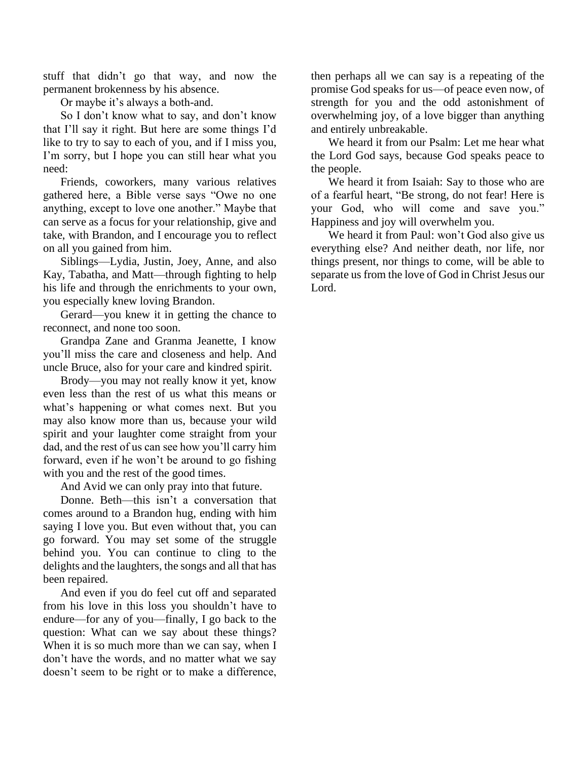stuff that didn't go that way, and now the permanent brokenness by his absence.

Or maybe it's always a both-and.

So I don't know what to say, and don't know that I'll say it right. But here are some things I'd like to try to say to each of you, and if I miss you, I'm sorry, but I hope you can still hear what you need:

Friends, coworkers, many various relatives gathered here, a Bible verse says "Owe no one anything, except to love one another." Maybe that can serve as a focus for your relationship, give and take, with Brandon, and I encourage you to reflect on all you gained from him.

Siblings—Lydia, Justin, Joey, Anne, and also Kay, Tabatha, and Matt—through fighting to help his life and through the enrichments to your own, you especially knew loving Brandon.

Gerard—you knew it in getting the chance to reconnect, and none too soon.

Grandpa Zane and Granma Jeanette, I know you'll miss the care and closeness and help. And uncle Bruce, also for your care and kindred spirit.

Brody—you may not really know it yet, know even less than the rest of us what this means or what's happening or what comes next. But you may also know more than us, because your wild spirit and your laughter come straight from your dad, and the rest of us can see how you'll carry him forward, even if he won't be around to go fishing with you and the rest of the good times.

And Avid we can only pray into that future.

Donne. Beth—this isn't a conversation that comes around to a Brandon hug, ending with him saying I love you. But even without that, you can go forward. You may set some of the struggle behind you. You can continue to cling to the delights and the laughters, the songs and all that has been repaired.

And even if you do feel cut off and separated from his love in this loss you shouldn't have to endure—for any of you—finally, I go back to the question: What can we say about these things? When it is so much more than we can say, when I don't have the words, and no matter what we say doesn't seem to be right or to make a difference, then perhaps all we can say is a repeating of the promise God speaks for us—of peace even now, of strength for you and the odd astonishment of overwhelming joy, of a love bigger than anything and entirely unbreakable.

We heard it from our Psalm: Let me hear what the Lord God says, because God speaks peace to the people.

We heard it from Isaiah: Say to those who are of a fearful heart, "Be strong, do not fear! Here is your God, who will come and save you." Happiness and joy will overwhelm you.

We heard it from Paul: won't God also give us everything else? And neither death, nor life, nor things present, nor things to come, will be able to separate us from the love of God in Christ Jesus our Lord.